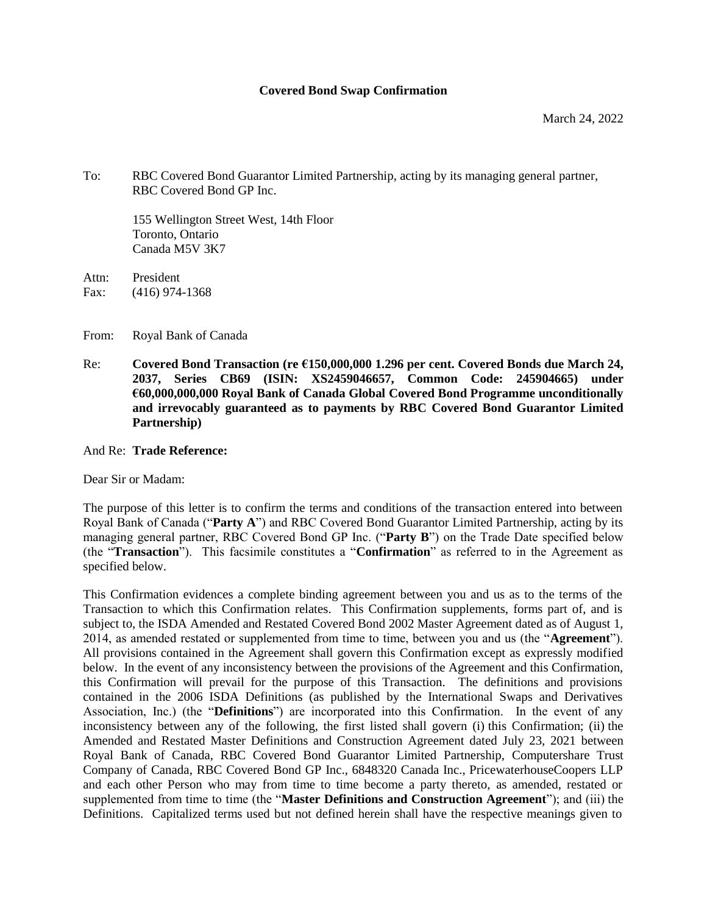**Covered Bond Swap Confirmation**

March 24, 2022

To: RBC Covered Bond Guarantor Limited Partnership, acting by its managing general partner, RBC Covered Bond GP Inc.

155 Wellington Street West, 14th Floor
Toronto, Ontario
Canada M5V 3K7

Attn: President
Fax: (416) 974-1368

From: Royal Bank of Canada

Re: **Covered Bond Transaction (re €150,000,000 1.296 per cent. Covered Bonds due March 24, 2037, Series CB69 (ISIN: XS2459046657, Common Code: 245904665) under €60,000,000,000 Royal Bank of Canada Global Covered Bond Programme unconditionally and irrevocably guaranteed as to payments by RBC Covered Bond Guarantor Limited Partnership)**

And Re: **Trade Reference:**

Dear Sir or Madam:

The purpose of this letter is to confirm the terms and conditions of the transaction entered into between Royal Bank of Canada ("**Party A**") and RBC Covered Bond Guarantor Limited Partnership, acting by its managing general partner, RBC Covered Bond GP Inc. ("**Party B**") on the Trade Date specified below (the "**Transaction**"). This facsimile constitutes a "**Confirmation**" as referred to in the Agreement as specified below.

This Confirmation evidences a complete binding agreement between you and us as to the terms of the Transaction to which this Confirmation relates. This Confirmation supplements, forms part of, and is subject to, the ISDA Amended and Restated Covered Bond 2002 Master Agreement dated as of August 1, 2014, as amended restated or supplemented from time to time, between you and us (the "**Agreement**"). All provisions contained in the Agreement shall govern this Confirmation except as expressly modified below. In the event of any inconsistency between the provisions of the Agreement and this Confirmation, this Confirmation will prevail for the purpose of this Transaction. The definitions and provisions contained in the 2006 ISDA Definitions (as published by the International Swaps and Derivatives Association, Inc.) (the "**Definitions**") are incorporated into this Confirmation. In the event of any inconsistency between any of the following, the first listed shall govern (i) this Confirmation; (ii) the Amended and Restated Master Definitions and Construction Agreement dated July 23, 2021 between Royal Bank of Canada, RBC Covered Bond Guarantor Limited Partnership, Computershare Trust Company of Canada, RBC Covered Bond GP Inc., 6848320 Canada Inc., PricewaterhouseCoopers LLP and each other Person who may from time to time become a party thereto, as amended, restated or supplemented from time to time (the "**Master Definitions and Construction Agreement**"); and (iii) the Definitions. Capitalized terms used but not defined herein shall have the respective meanings given to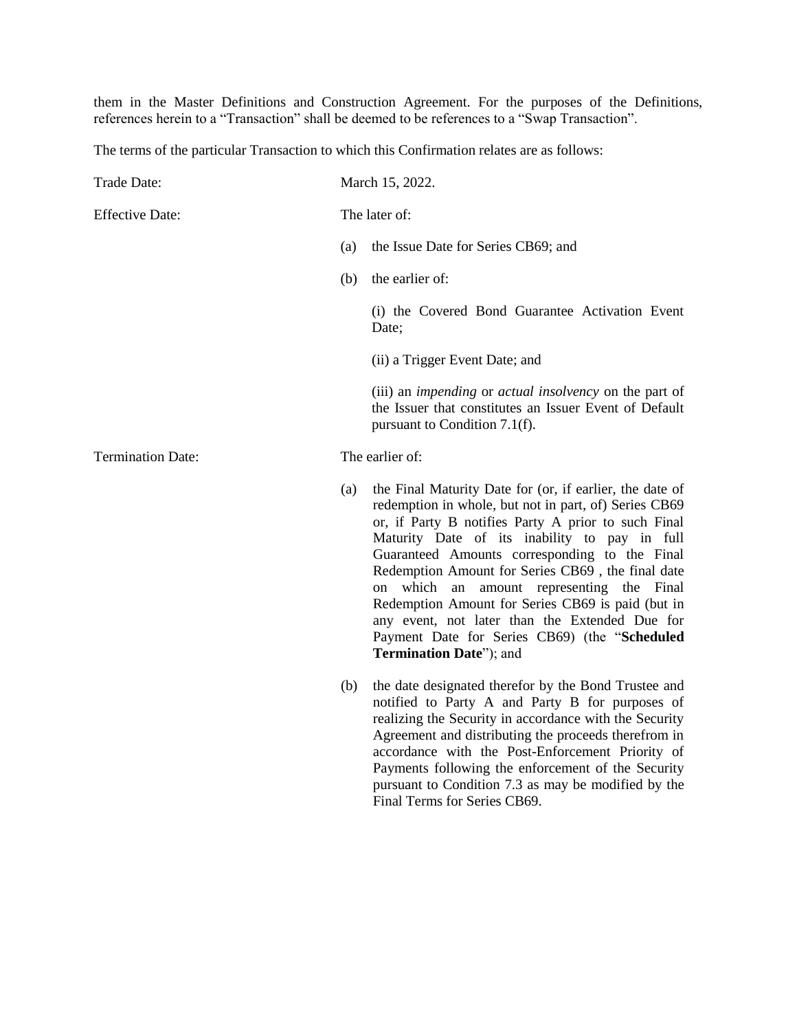them in the Master Definitions and Construction Agreement. For the purposes of the Definitions, references herein to a "Transaction" shall be deemed to be references to a "Swap Transaction".

The terms of the particular Transaction to which this Confirmation relates are as follows:

| | |
|---|---|
| Trade Date: | March 15, 2022. |
| Effective Date: | The later of:<br><br>(a) the Issue Date for Series CB69; and<br><br>(b) the earlier of:<br><br>(i) the Covered Bond Guarantee Activation Event Date;<br><br>(ii) a Trigger Event Date; and<br><br>(iii) an *impending* or *actual insolvency* on the part of the Issuer that constitutes an Issuer Event of Default pursuant to Condition 7.1(f). |
| Termination Date: | The earlier of:<br><br>(a) the Final Maturity Date for (or, if earlier, the date of redemption in whole, but not in part, of) Series CB69 or, if Party B notifies Party A prior to such Final Maturity Date of its inability to pay in full Guaranteed Amounts corresponding to the Final Redemption Amount for Series CB69 , the final date on which an amount representing the Final Redemption Amount for Series CB69 is paid (but in any event, not later than the Extended Due for Payment Date for Series CB69) (the "**Scheduled Termination Date**"); and<br><br>(b) the date designated therefor by the Bond Trustee and notified to Party A and Party B for purposes of realizing the Security in accordance with the Security Agreement and distributing the proceeds therefrom in accordance with the Post-Enforcement Priority of Payments following the enforcement of the Security pursuant to Condition 7.3 as may be modified by the Final Terms for Series CB69. |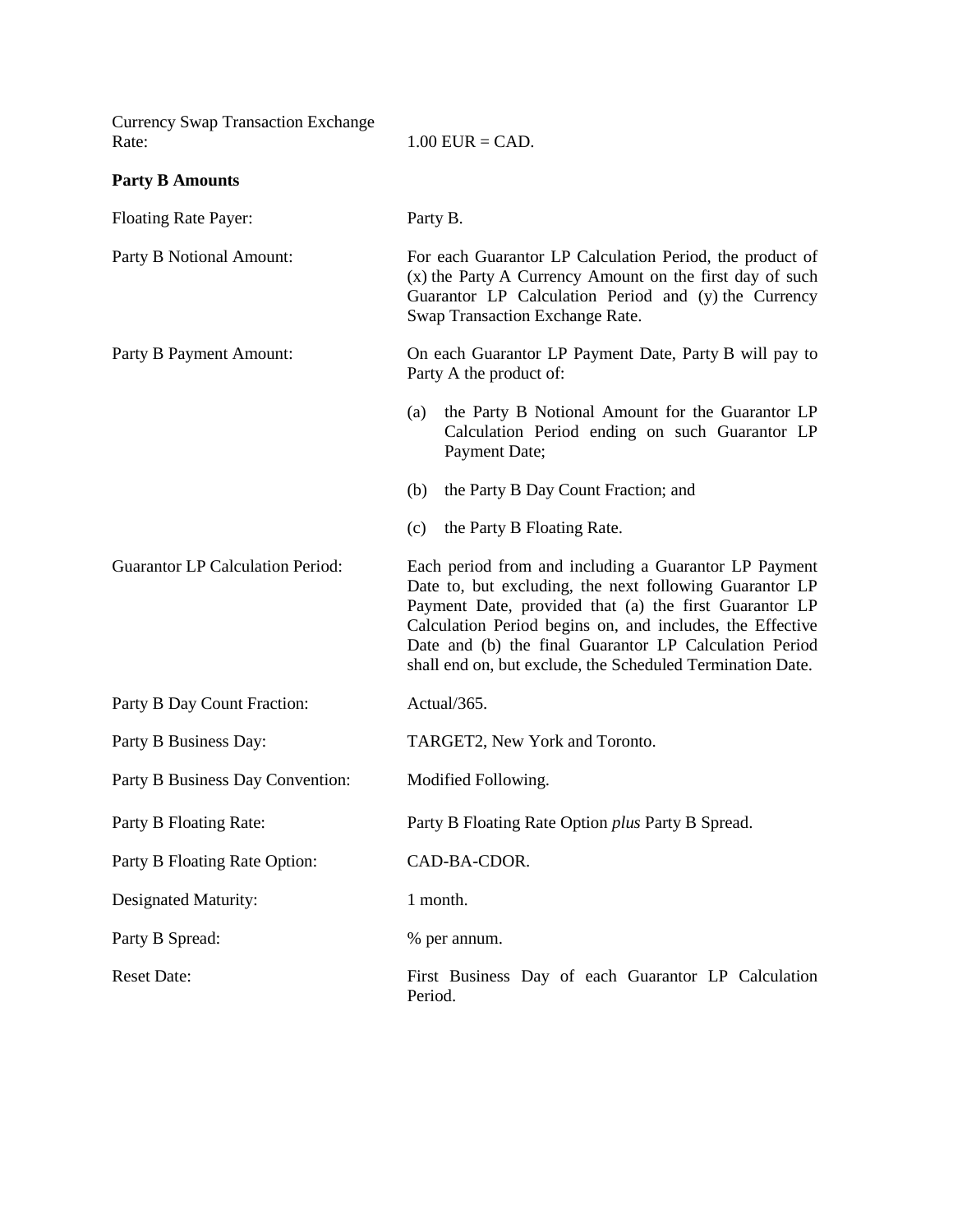| | |
|---|---|
| Currency Swap Transaction Exchange Rate: | 1.00 EUR = CAD. |

**Party B Amounts**

| | |
|---|---|
| Floating Rate Payer: | Party B. |
| Party B Notional Amount: | For each Guarantor LP Calculation Period, the product of (x) the Party A Currency Amount on the first day of such Guarantor LP Calculation Period and (y) the Currency Swap Transaction Exchange Rate. |
| Party B Payment Amount: | On each Guarantor LP Payment Date, Party B will pay to Party A the product of: (a) the Party B Notional Amount for the Guarantor LP Calculation Period ending on such Guarantor LP Payment Date; (b) the Party B Day Count Fraction; and (c) the Party B Floating Rate. |
| Guarantor LP Calculation Period: | Each period from and including a Guarantor LP Payment Date to, but excluding, the next following Guarantor LP Payment Date, provided that (a) the first Guarantor LP Calculation Period begins on, and includes, the Effective Date and (b) the final Guarantor LP Calculation Period shall end on, but exclude, the Scheduled Termination Date. |
| Party B Day Count Fraction: | Actual/365. |
| Party B Business Day: | TARGET2, New York and Toronto. |
| Party B Business Day Convention: | Modified Following. |
| Party B Floating Rate: | Party B Floating Rate Option *plus* Party B Spread. |
| Party B Floating Rate Option: | CAD-BA-CDOR. |
| Designated Maturity: | 1 month. |
| Party B Spread: | % per annum. |
| Reset Date: | First Business Day of each Guarantor LP Calculation Period. |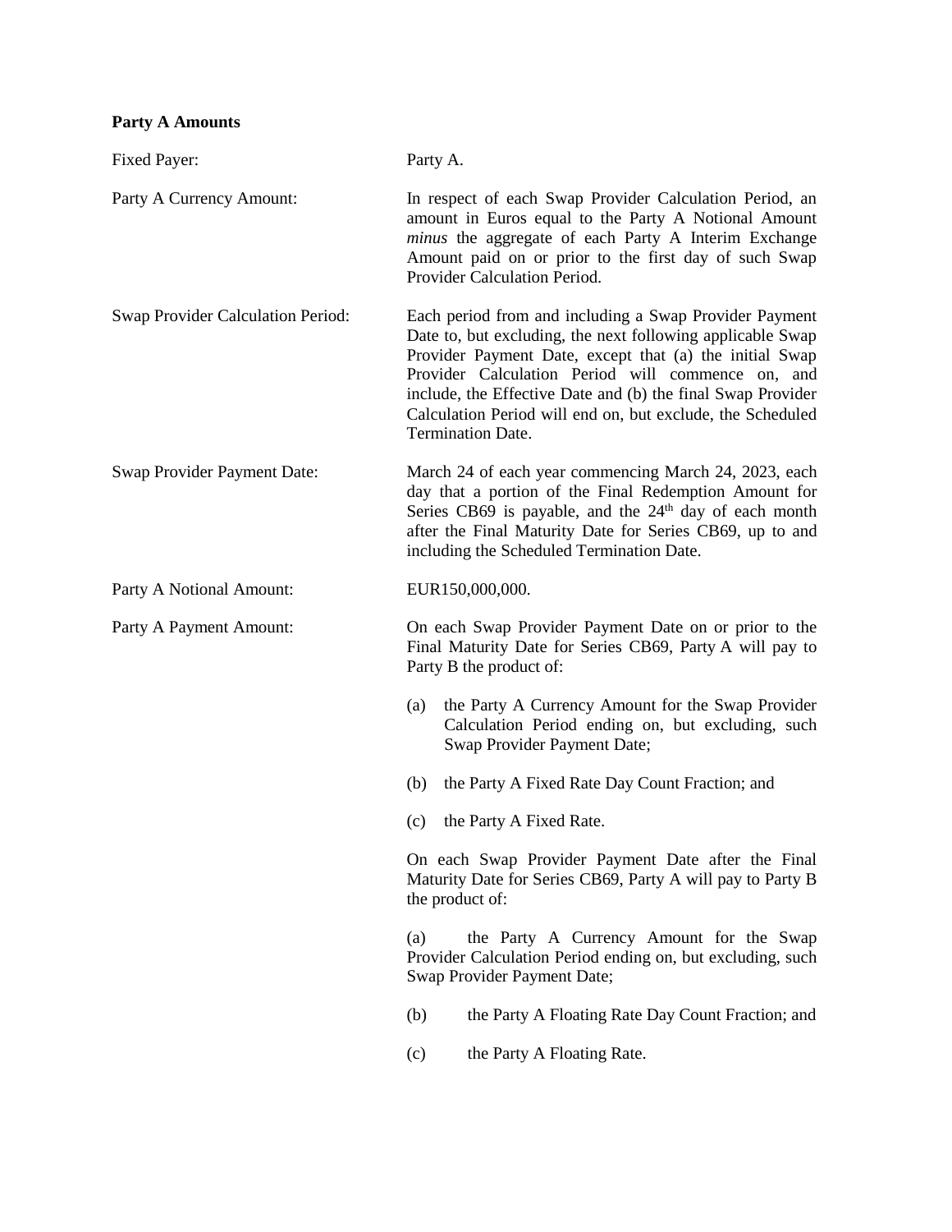**Party A Amounts**

| | |
|---|---|
| Fixed Payer: | Party A. |
| Party A Currency Amount: | In respect of each Swap Provider Calculation Period, an amount in Euros equal to the Party A Notional Amount *minus* the aggregate of each Party A Interim Exchange Amount paid on or prior to the first day of such Swap Provider Calculation Period. |
| Swap Provider Calculation Period: | Each period from and including a Swap Provider Payment Date to, but excluding, the next following applicable Swap Provider Payment Date, except that (a) the initial Swap Provider Calculation Period will commence on, and include, the Effective Date and (b) the final Swap Provider Calculation Period will end on, but exclude, the Scheduled Termination Date. |
| Swap Provider Payment Date: | March 24 of each year commencing March 24, 2023, each day that a portion of the Final Redemption Amount for Series CB69 is payable, and the 24th day of each month after the Final Maturity Date for Series CB69, up to and including the Scheduled Termination Date. |
| Party A Notional Amount: | EUR150,000,000. |
| Party A Payment Amount: | On each Swap Provider Payment Date on or prior to the Final Maturity Date for Series CB69, Party A will pay to Party B the product of:<br><br>(a) the Party A Currency Amount for the Swap Provider Calculation Period ending on, but excluding, such Swap Provider Payment Date;<br><br>(b) the Party A Fixed Rate Day Count Fraction; and<br><br>(c) the Party A Fixed Rate.<br><br>On each Swap Provider Payment Date after the Final Maturity Date for Series CB69, Party A will pay to Party B the product of:<br><br>(a) the Party A Currency Amount for the Swap Provider Calculation Period ending on, but excluding, such Swap Provider Payment Date;<br><br>(b) the Party A Floating Rate Day Count Fraction; and<br><br>(c) the Party A Floating Rate. |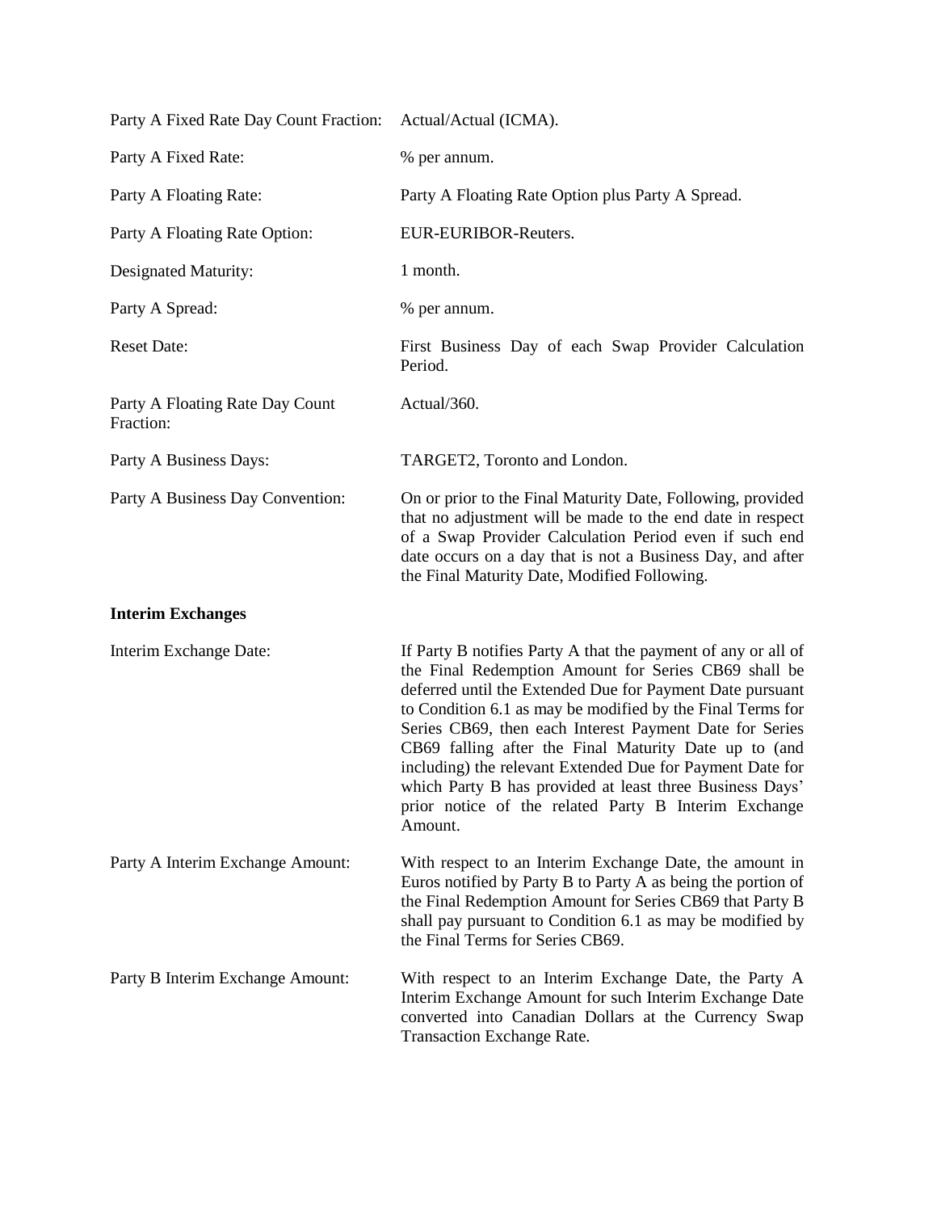| | |
|---|---|
| Party A Fixed Rate Day Count Fraction: | Actual/Actual (ICMA). |
| Party A Fixed Rate: | % per annum. |
| Party A Floating Rate: | Party A Floating Rate Option plus Party A Spread. |
| Party A Floating Rate Option: | EUR-EURIBOR-Reuters. |
| Designated Maturity: | 1 month. |
| Party A Spread: | % per annum. |
| Reset Date: | First Business Day of each Swap Provider Calculation Period. |
| Party A Floating Rate Day Count Fraction: | Actual/360. |
| Party A Business Days: | TARGET2, Toronto and London. |
| Party A Business Day Convention: | On or prior to the Final Maturity Date, Following, provided that no adjustment will be made to the end date in respect of a Swap Provider Calculation Period even if such end date occurs on a day that is not a Business Day, and after the Final Maturity Date, Modified Following. |

**Interim Exchanges**

| | |
|---|---|
| Interim Exchange Date: | If Party B notifies Party A that the payment of any or all of the Final Redemption Amount for Series CB69 shall be deferred until the Extended Due for Payment Date pursuant to Condition 6.1 as may be modified by the Final Terms for Series CB69, then each Interest Payment Date for Series CB69 falling after the Final Maturity Date up to (and including) the relevant Extended Due for Payment Date for which Party B has provided at least three Business Days' prior notice of the related Party B Interim Exchange Amount. |
| Party A Interim Exchange Amount: | With respect to an Interim Exchange Date, the amount in Euros notified by Party B to Party A as being the portion of the Final Redemption Amount for Series CB69 that Party B shall pay pursuant to Condition 6.1 as may be modified by the Final Terms for Series CB69. |
| Party B Interim Exchange Amount: | With respect to an Interim Exchange Date, the Party A Interim Exchange Amount for such Interim Exchange Date converted into Canadian Dollars at the Currency Swap Transaction Exchange Rate. |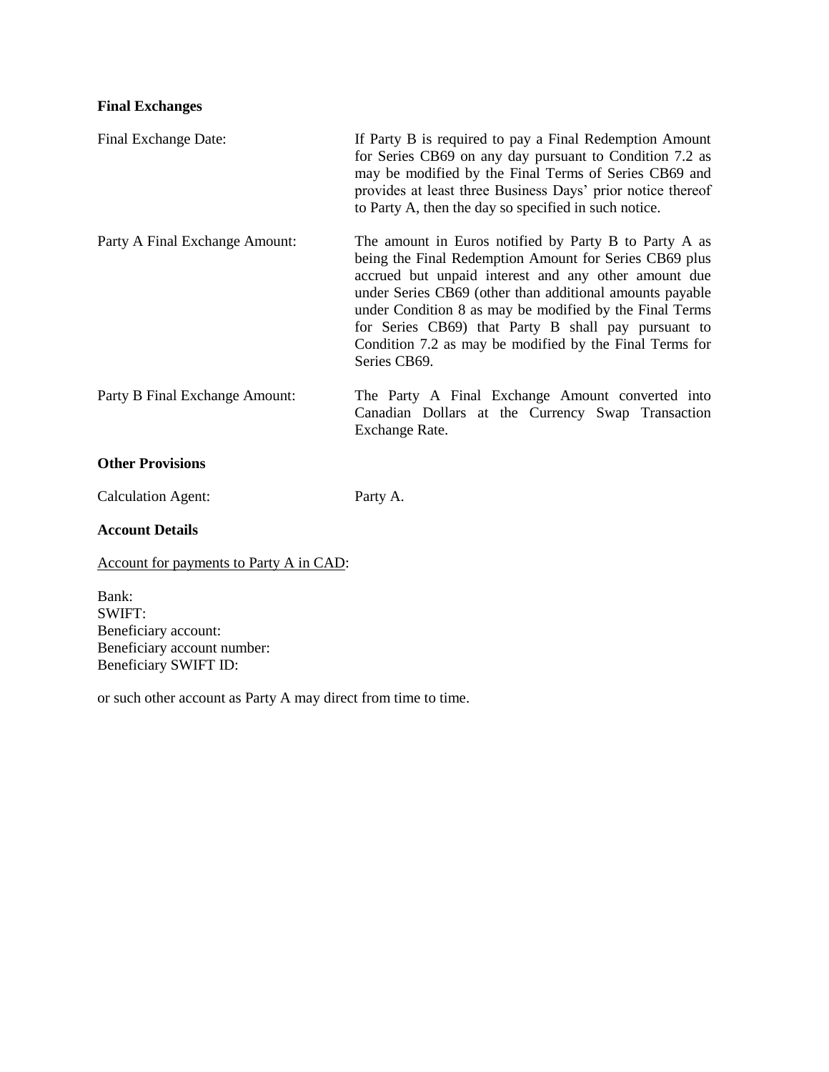**Final Exchanges**

| | |
|---|---|
| Final Exchange Date: | If Party B is required to pay a Final Redemption Amount for Series CB69 on any day pursuant to Condition 7.2 as may be modified by the Final Terms of Series CB69 and provides at least three Business Days' prior notice thereof to Party A, then the day so specified in such notice. |
| Party A Final Exchange Amount: | The amount in Euros notified by Party B to Party A as being the Final Redemption Amount for Series CB69 plus accrued but unpaid interest and any other amount due under Series CB69 (other than additional amounts payable under Condition 8 as may be modified by the Final Terms for Series CB69) that Party B shall pay pursuant to Condition 7.2 as may be modified by the Final Terms for Series CB69. |
| Party B Final Exchange Amount: | The Party A Final Exchange Amount converted into Canadian Dollars at the Currency Swap Transaction Exchange Rate. |

**Other Provisions**

| | |
|---|---|
| Calculation Agent: | Party A. |

**Account Details**

<u>Account for payments to Party A in CAD</u>:

Bank:
SWIFT:
Beneficiary account:
Beneficiary account number:
Beneficiary SWIFT ID:

or such other account as Party A may direct from time to time.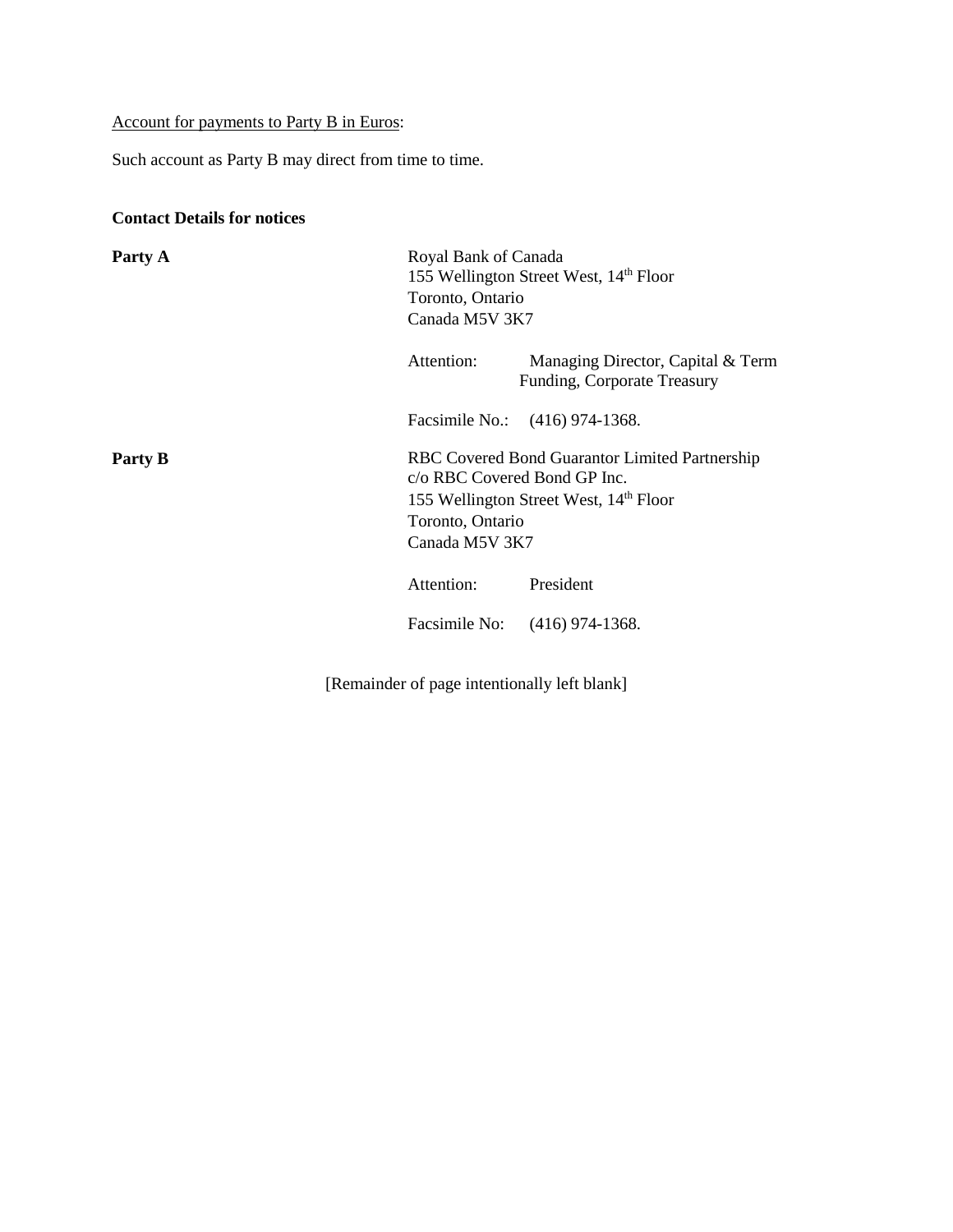<u>Account for payments to Party B in Euros</u>:

Such account as Party B may direct from time to time.

**Contact Details for notices**

**Party A**

Royal Bank of Canada
155 Wellington Street West, 14th Floor
Toronto, Ontario
Canada M5V 3K7

Attention: Managing Director, Capital & Term Funding, Corporate Treasury

Facsimile No.: (416) 974-1368.

**Party B**

RBC Covered Bond Guarantor Limited Partnership
c/o RBC Covered Bond GP Inc.
155 Wellington Street West, 14th Floor
Toronto, Ontario
Canada M5V 3K7

Attention: President

Facsimile No: (416) 974-1368.

[Remainder of page intentionally left blank]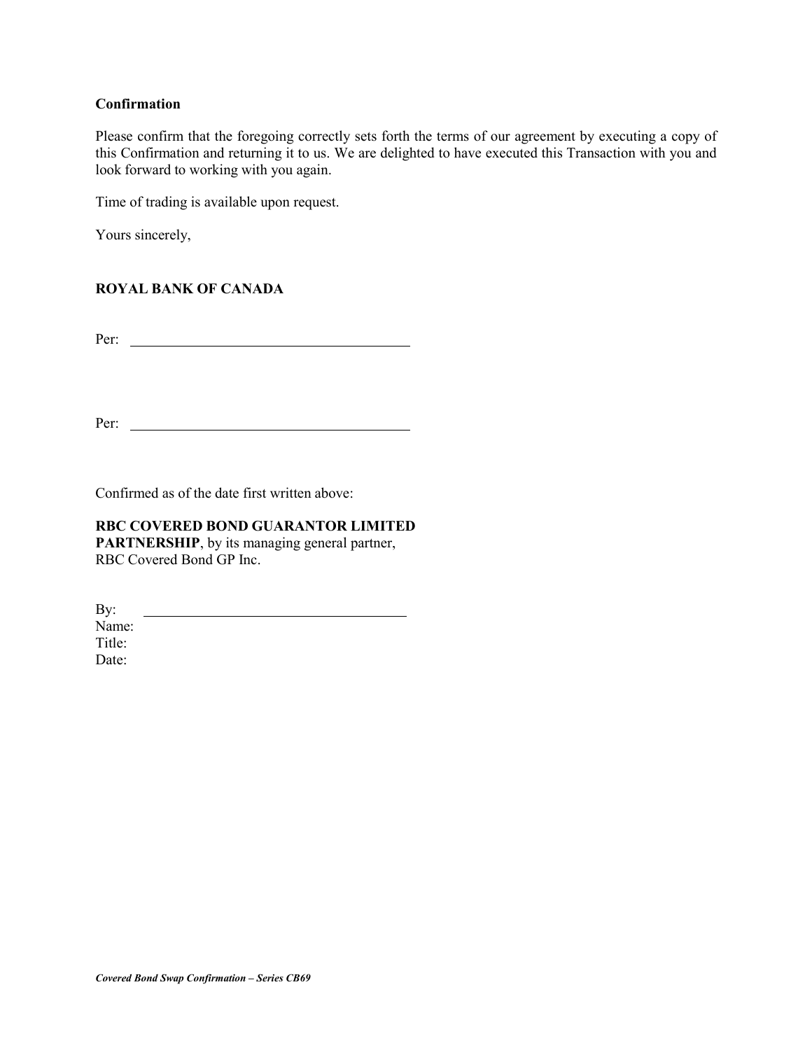**Confirmation**

Please confirm that the foregoing correctly sets forth the terms of our agreement by executing a copy of this Confirmation and returning it to us. We are delighted to have executed this Transaction with you and look forward to working with you again.

Time of trading is available upon request.

Yours sincerely,

**ROYAL BANK OF CANADA**

Per: \_\_\_\_\_\_\_\_\_\_\_\_\_\_\_\_\_\_\_\_\_\_\_\_\_\_\_\_\_\_\_\_\_\_\_\_\_\_\_\_

Per: \_\_\_\_\_\_\_\_\_\_\_\_\_\_\_\_\_\_\_\_\_\_\_\_\_\_\_\_\_\_\_\_\_\_\_\_\_\_\_\_

Confirmed as of the date first written above:

**RBC COVERED BOND GUARANTOR LIMITED PARTNERSHIP**, by its managing general partner, RBC Covered Bond GP Inc.

By: \_\_\_\_\_\_\_\_\_\_\_\_\_\_\_\_\_\_\_\_\_\_\_\_\_\_\_\_\_\_\_\_\_\_\_\_\_\_\_\_
Name:
Title:
Date: